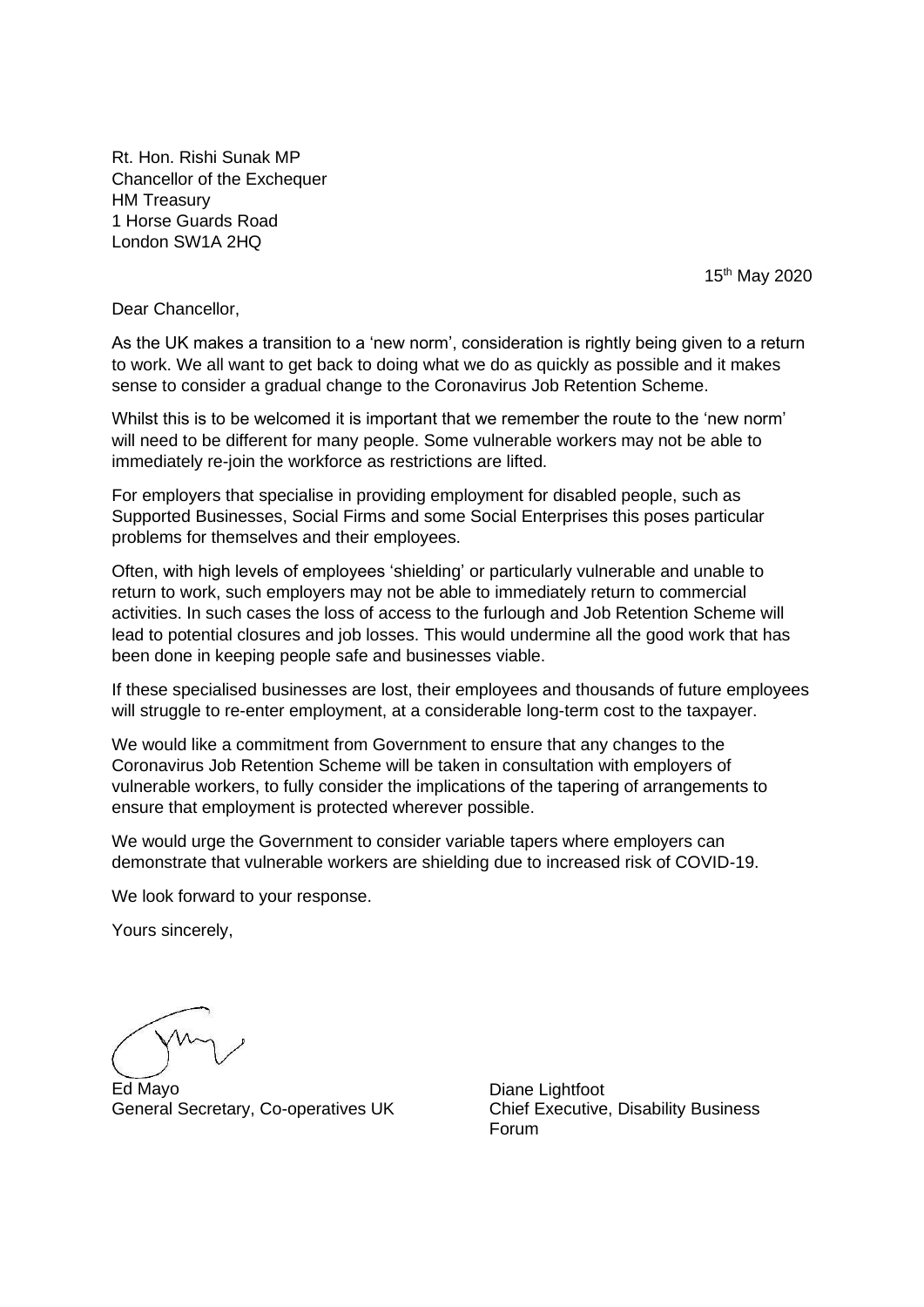Rt. Hon. Rishi Sunak MP
Chancellor of the Exchequer
HM Treasury
1 Horse Guards Road
London SW1A 2HQ

15th May 2020

Dear Chancellor,

As the UK makes a transition to a 'new norm', consideration is rightly being given to a return to work. We all want to get back to doing what we do as quickly as possible and it makes sense to consider a gradual change to the Coronavirus Job Retention Scheme.

Whilst this is to be welcomed it is important that we remember the route to the 'new norm' will need to be different for many people. Some vulnerable workers may not be able to immediately re-join the workforce as restrictions are lifted.

For employers that specialise in providing employment for disabled people, such as Supported Businesses, Social Firms and some Social Enterprises this poses particular problems for themselves and their employees.

Often, with high levels of employees 'shielding' or particularly vulnerable and unable to return to work, such employers may not be able to immediately return to commercial activities. In such cases the loss of access to the furlough and Job Retention Scheme will lead to potential closures and job losses. This would undermine all the good work that has been done in keeping people safe and businesses viable.

If these specialised businesses are lost, their employees and thousands of future employees will struggle to re-enter employment, at a considerable long-term cost to the taxpayer.

We would like a commitment from Government to ensure that any changes to the Coronavirus Job Retention Scheme will be taken in consultation with employers of vulnerable workers, to fully consider the implications of the tapering of arrangements to ensure that employment is protected wherever possible.

We would urge the Government to consider variable tapers where employers can demonstrate that vulnerable workers are shielding due to increased risk of COVID-19.

We look forward to your response.

Yours sincerely,

Ed Mayo
General Secretary, Co-operatives UK

Diane Lightfoot
Chief Executive, Disability Business Forum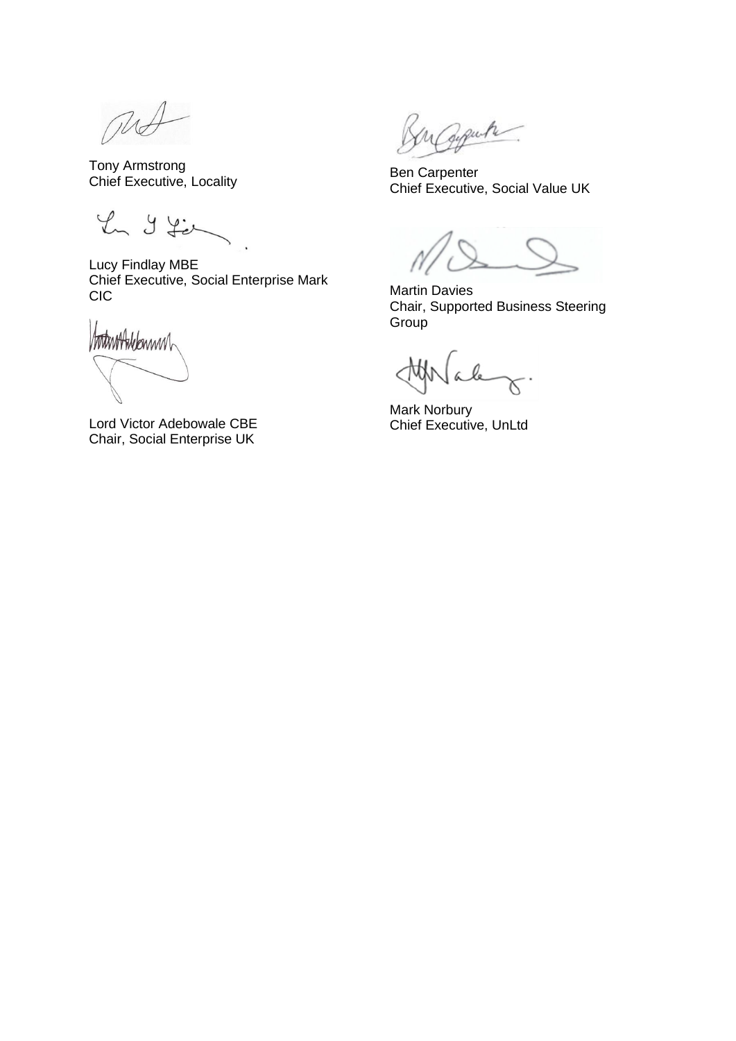Tony Armstrong
Chief Executive, Locality

Lucy Findlay MBE
Chief Executive, Social Enterprise Mark CIC

Lord Victor Adebowale CBE
Chair, Social Enterprise UK

Ben Carpenter
Chief Executive, Social Value UK

Martin Davies
Chair, Supported Business Steering Group

Mark Norbury
Chief Executive, UnLtd